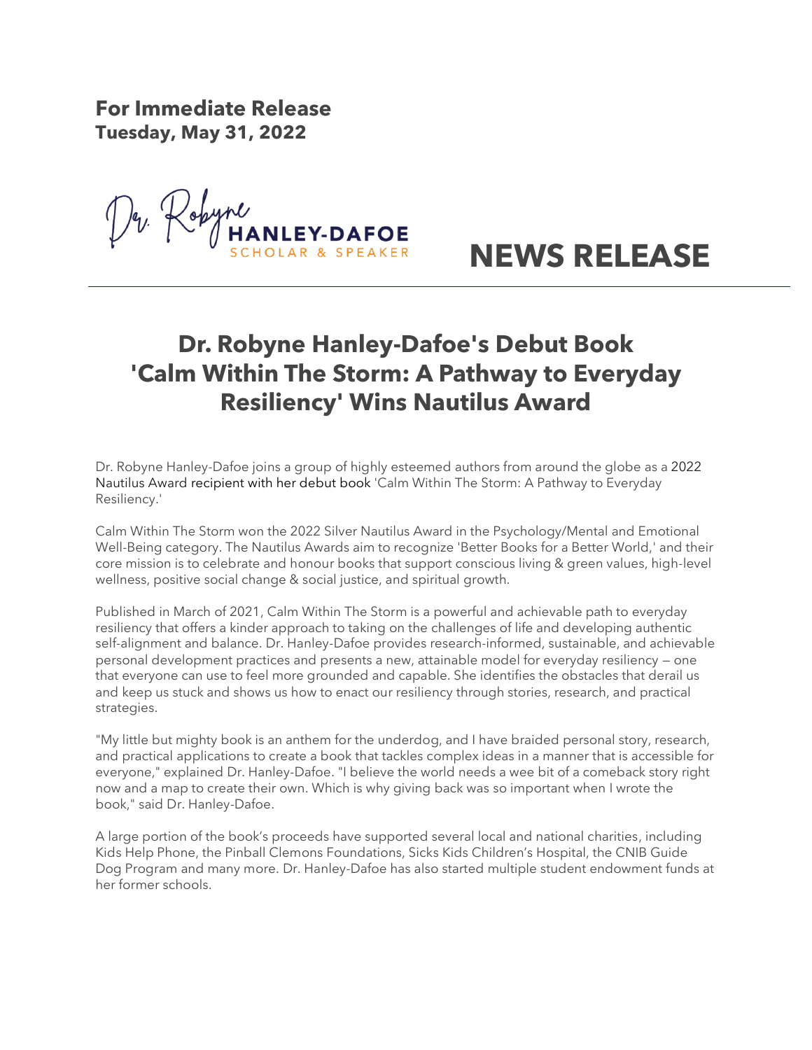**For Immediate Release**
**Tuesday, May 31, 2022**

Dr. Robyne HANLEY-DAFOE
SCHOLAR & SPEAKER

# NEWS RELEASE

## Dr. Robyne Hanley-Dafoe's Debut Book 'Calm Within The Storm: A Pathway to Everyday Resiliency' Wins Nautilus Award

Dr. Robyne Hanley-Dafoe joins a group of highly esteemed authors from around the globe as a 2022 Nautilus Award recipient with her debut book 'Calm Within The Storm: A Pathway to Everyday Resiliency.'

Calm Within The Storm won the 2022 Silver Nautilus Award in the Psychology/Mental and Emotional Well-Being category. The Nautilus Awards aim to recognize 'Better Books for a Better World,' and their core mission is to celebrate and honour books that support conscious living & green values, high-level wellness, positive social change & social justice, and spiritual growth.

Published in March of 2021, Calm Within The Storm is a powerful and achievable path to everyday resiliency that offers a kinder approach to taking on the challenges of life and developing authentic self-alignment and balance. Dr. Hanley-Dafoe provides research-informed, sustainable, and achievable personal development practices and presents a new, attainable model for everyday resiliency — one that everyone can use to feel more grounded and capable. She identifies the obstacles that derail us and keep us stuck and shows us how to enact our resiliency through stories, research, and practical strategies.

"My little but mighty book is an anthem for the underdog, and I have braided personal story, research, and practical applications to create a book that tackles complex ideas in a manner that is accessible for everyone," explained Dr. Hanley-Dafoe. "I believe the world needs a wee bit of a comeback story right now and a map to create their own. Which is why giving back was so important when I wrote the book," said Dr. Hanley-Dafoe.

A large portion of the book's proceeds have supported several local and national charities, including Kids Help Phone, the Pinball Clemons Foundations, Sicks Kids Children's Hospital, the CNIB Guide Dog Program and many more. Dr. Hanley-Dafoe has also started multiple student endowment funds at her former schools.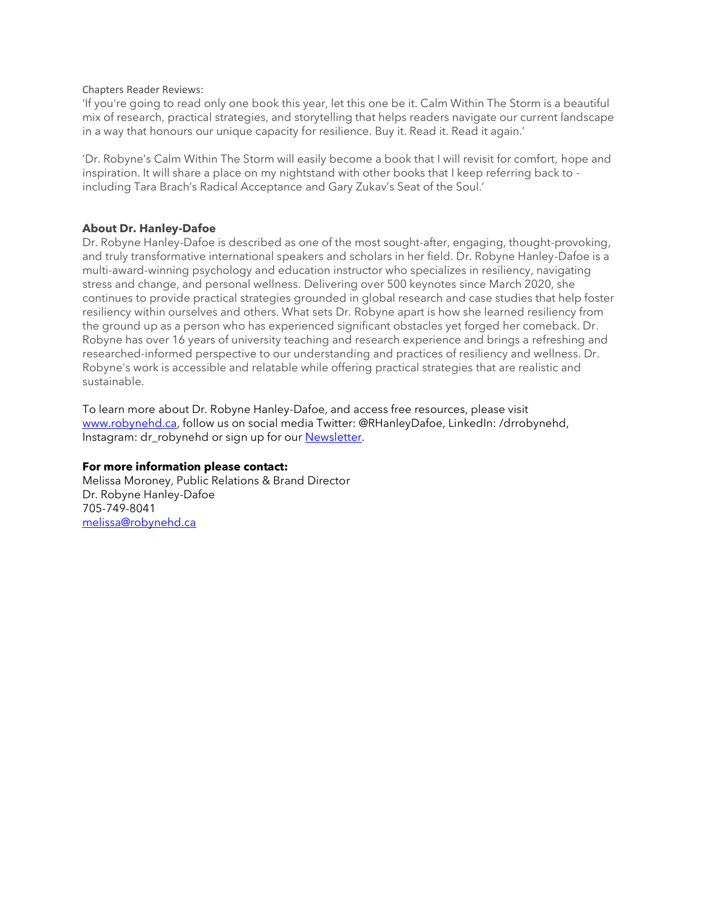Chapters Reader Reviews:

'If you're going to read only one book this year, let this one be it. Calm Within The Storm is a beautiful mix of research, practical strategies, and storytelling that helps readers navigate our current landscape in a way that honours our unique capacity for resilience. Buy it. Read it. Read it again.'

'Dr. Robyne's Calm Within The Storm will easily become a book that I will revisit for comfort, hope and inspiration. It will share a place on my nightstand with other books that I keep referring back to - including Tara Brach's Radical Acceptance and Gary Zukav's Seat of the Soul.'

**About Dr. Hanley-Dafoe**

Dr. Robyne Hanley-Dafoe is described as one of the most sought-after, engaging, thought-provoking, and truly transformative international speakers and scholars in her field. Dr. Robyne Hanley-Dafoe is a multi-award-winning psychology and education instructor who specializes in resiliency, navigating stress and change, and personal wellness. Delivering over 500 keynotes since March 2020, she continues to provide practical strategies grounded in global research and case studies that help foster resiliency within ourselves and others. What sets Dr. Robyne apart is how she learned resiliency from the ground up as a person who has experienced significant obstacles yet forged her comeback. Dr. Robyne has over 16 years of university teaching and research experience and brings a refreshing and researched-informed perspective to our understanding and practices of resiliency and wellness. Dr. Robyne's work is accessible and relatable while offering practical strategies that are realistic and sustainable.

To learn more about Dr. Robyne Hanley-Dafoe, and access free resources, please visit [www.robynehd.ca](http://www.robynehd.ca), follow us on social media Twitter: @RHanleyDafoe, LinkedIn: /drrobynehd, Instagram: dr_robynehd or sign up for our [Newsletter](#).

**For more information please contact:**

Melissa Moroney, Public Relations & Brand Director
Dr. Robyne Hanley-Dafoe
705-749-8041
[melissa@robynehd.ca](mailto:melissa@robynehd.ca)